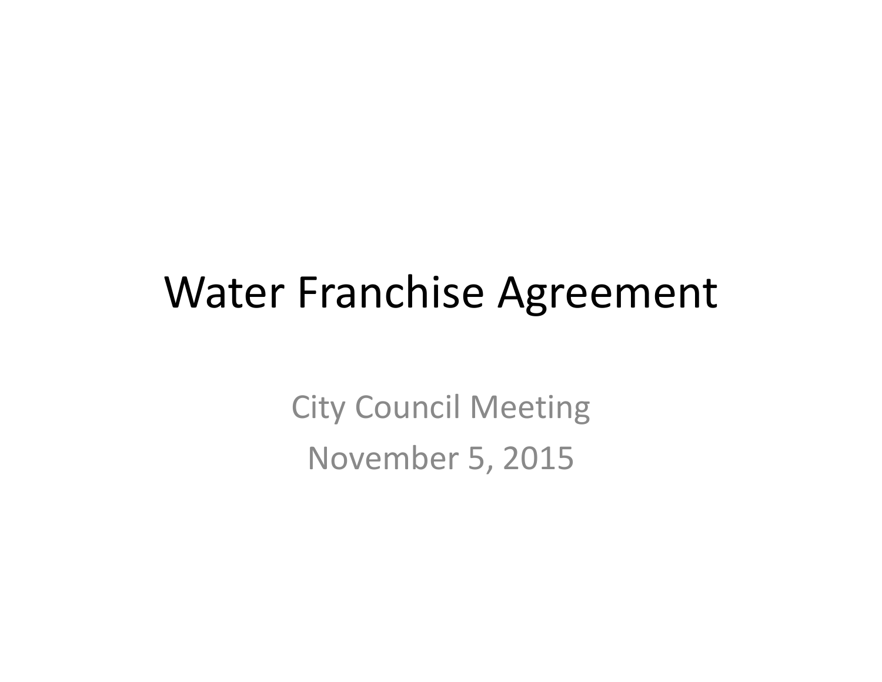# Water Franchise Agreement

City Council Meeting

November 5, 2015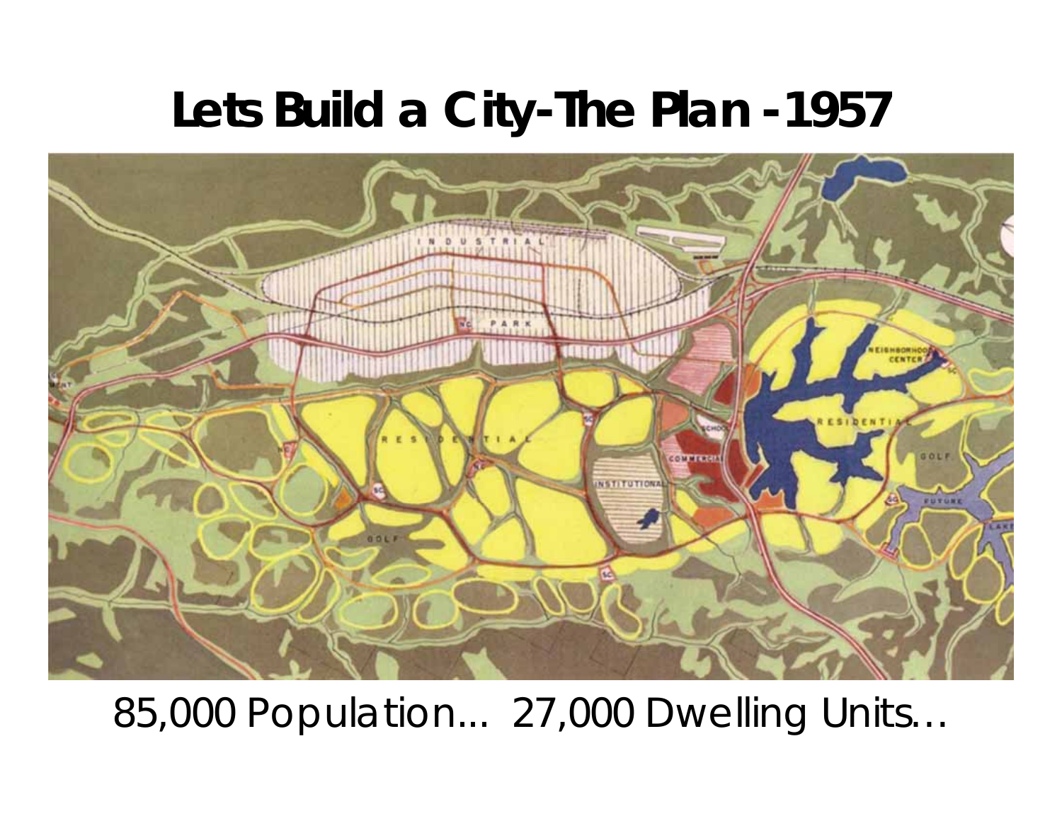# Lets Build a City-The Plan -1957

85,000 Population... 27,000 Dwelling Units…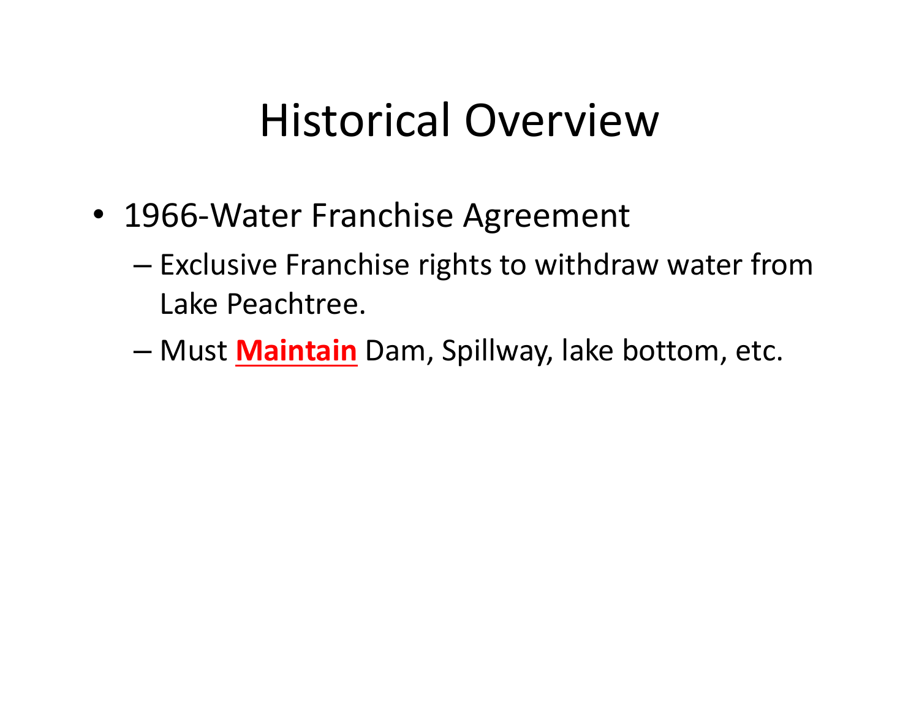# Historical Overview

- 1966-Water Franchise Agreement
  - Exclusive Franchise rights to withdraw water from Lake Peachtree.
  - Must **Maintain** Dam, Spillway, lake bottom, etc.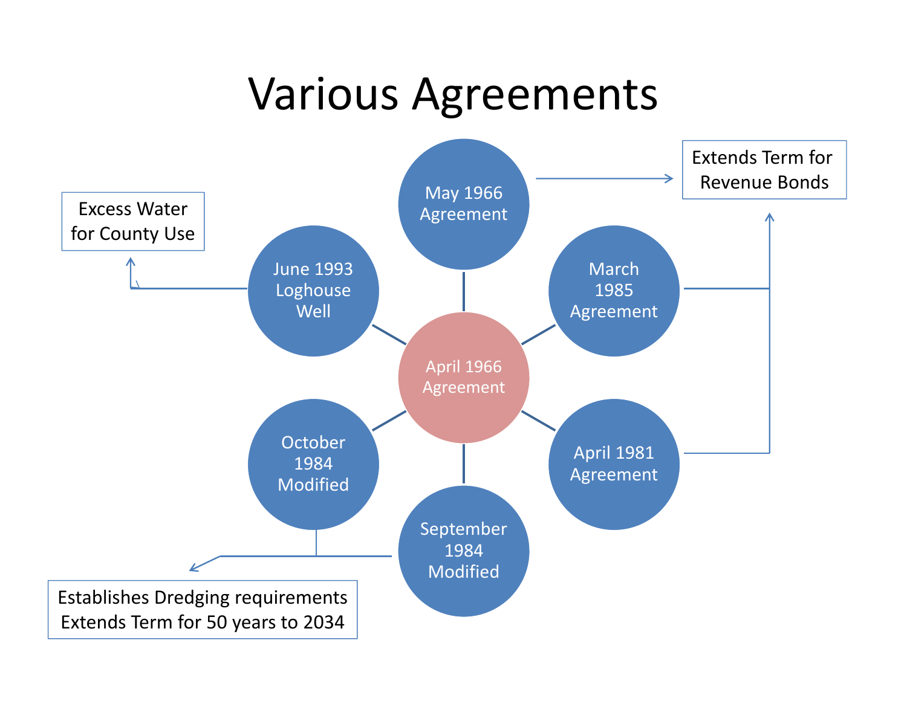# Various Agreements

April 1966 Agreement

- May 1966 Agreement
- March 1985 Agreement
- April 1981 Agreement
- September 1984 Modified
- October 1984 Modified
- June 1993 Loghouse Well

May 1966 Agreement, March 1985 Agreement, April 1981 Agreement → Extends Term for Revenue Bonds

September 1984 Modified, October 1984 Modified → Establishes Dredging requirements Extends Term for 50 years to 2034

June 1993 Loghouse Well → Excess Water for County Use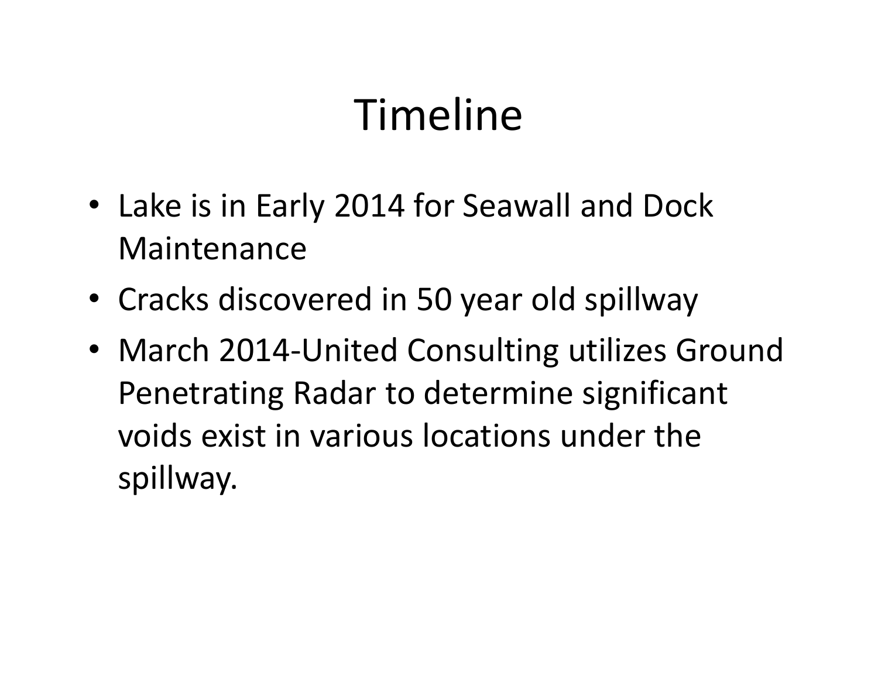# Timeline

- Lake is in Early 2014 for Seawall and Dock Maintenance
- Cracks discovered in 50 year old spillway
- March 2014-United Consulting utilizes Ground Penetrating Radar to determine significant voids exist in various locations under the spillway.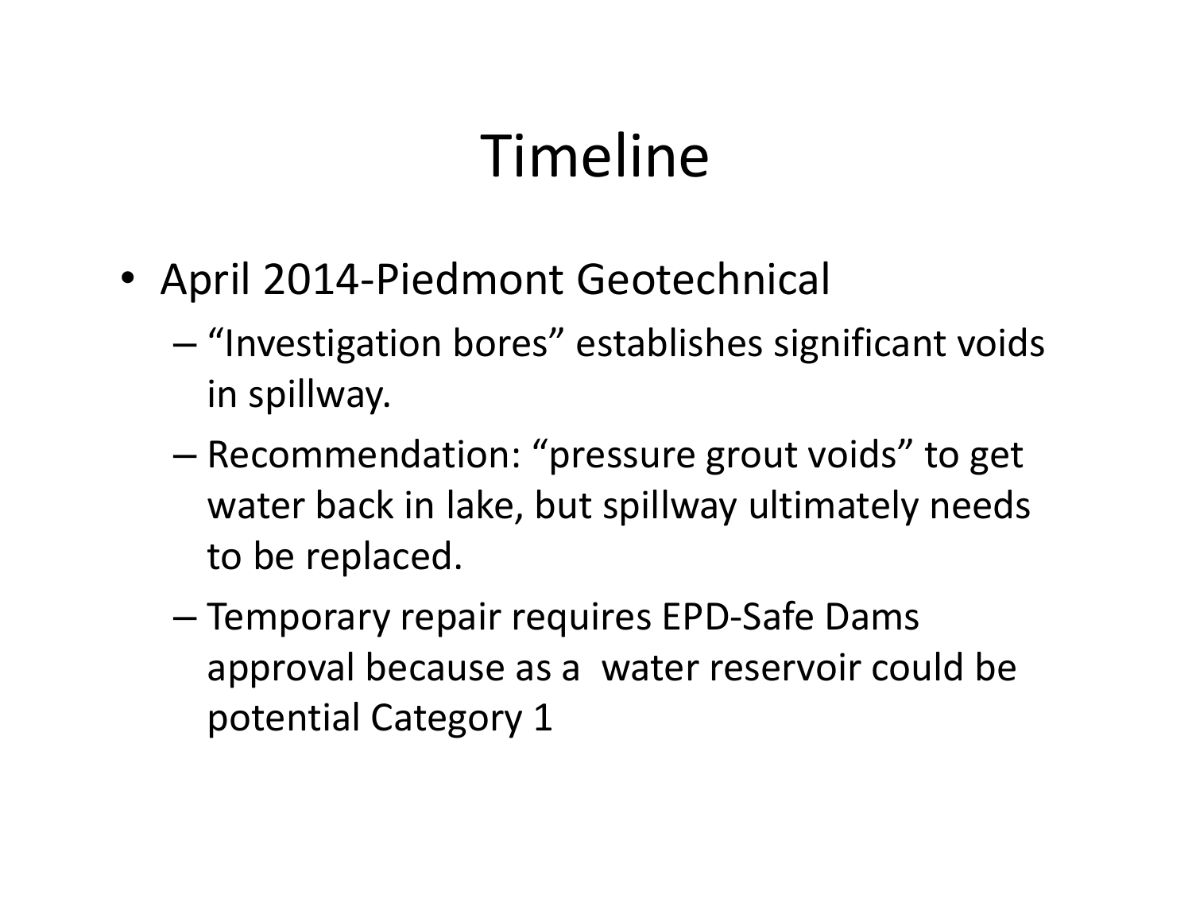# Timeline

- April 2014-Piedmont Geotechnical
  - "Investigation bores" establishes significant voids in spillway.
  - Recommendation: "pressure grout voids" to get water back in lake, but spillway ultimately needs to be replaced.
  - Temporary repair requires EPD-Safe Dams approval because as a water reservoir could be potential Category 1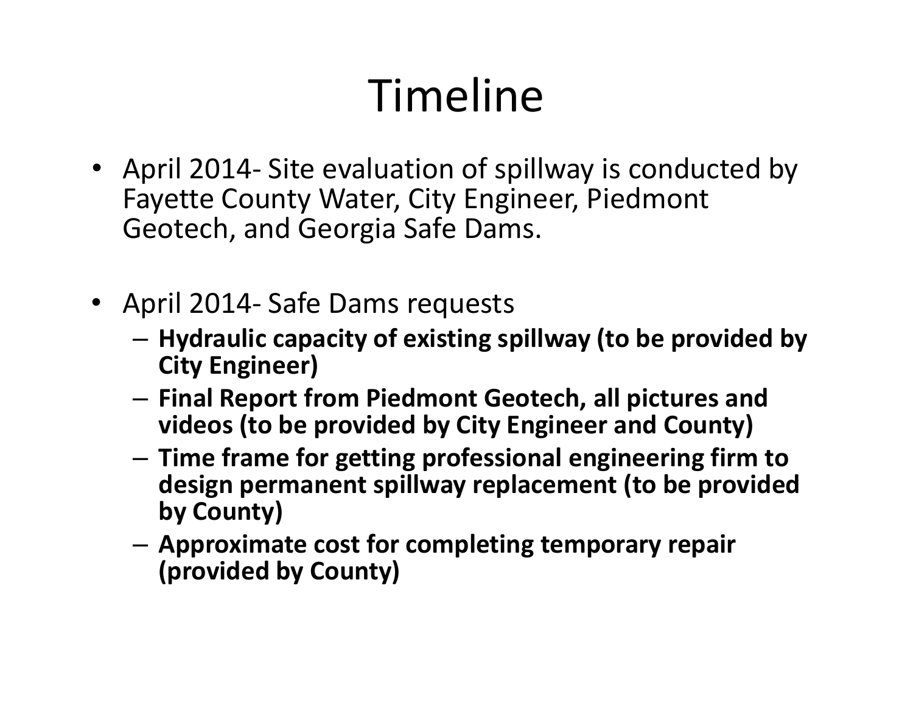# Timeline

- April 2014- Site evaluation of spillway is conducted by Fayette County Water, City Engineer, Piedmont Geotech, and Georgia Safe Dams.

- April 2014- Safe Dams requests
  - **Hydraulic capacity of existing spillway (to be provided by City Engineer)**
  - **Final Report from Piedmont Geotech, all pictures and videos (to be provided by City Engineer and County)**
  - **Time frame for getting professional engineering firm to design permanent spillway replacement (to be provided by County)**
  - **Approximate cost for completing temporary repair (provided by County)**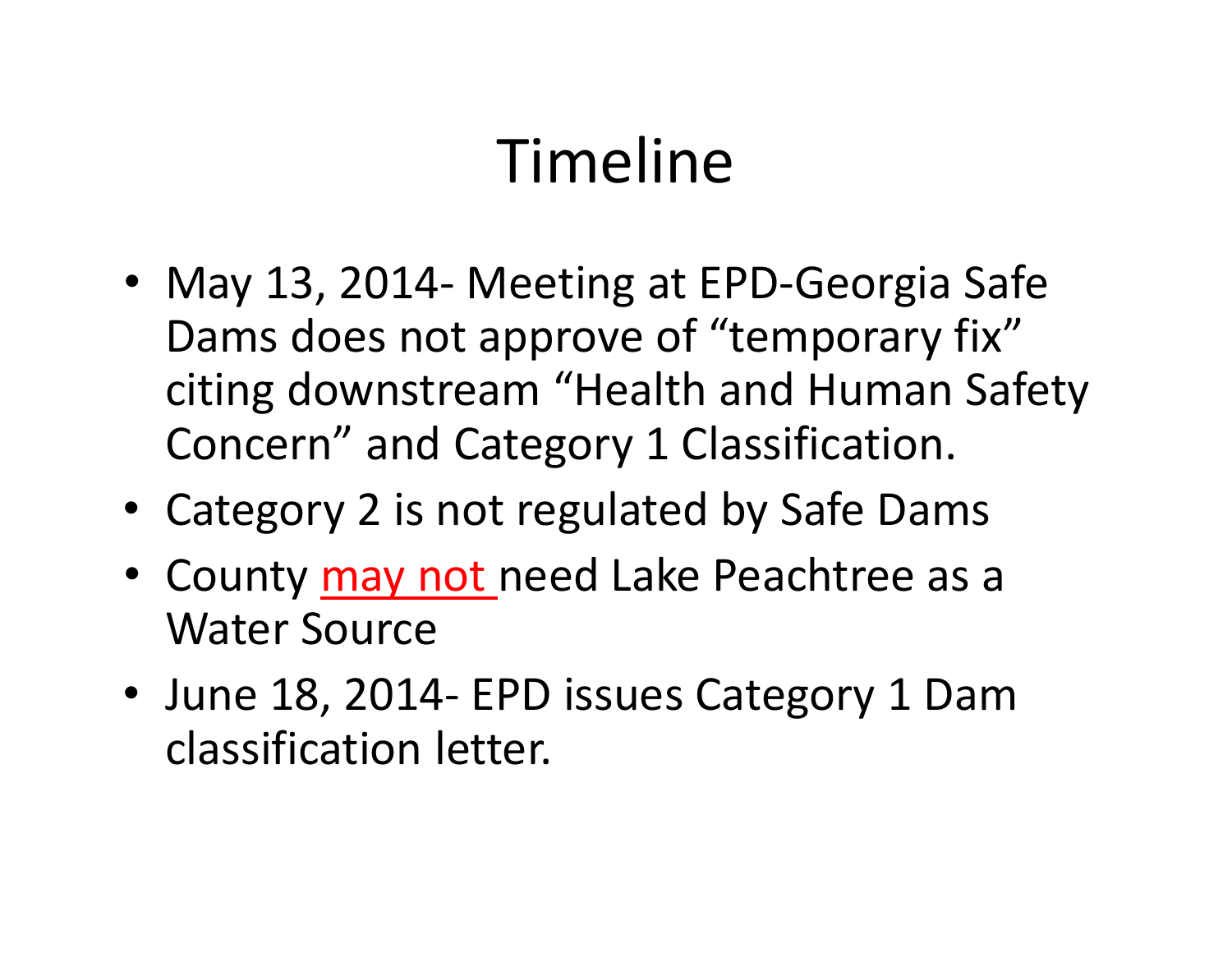# Timeline

- May 13, 2014- Meeting at EPD-Georgia Safe Dams does not approve of "temporary fix" citing downstream "Health and Human Safety Concern" and Category 1 Classification.
- Category 2 is not regulated by Safe Dams
- County may not need Lake Peachtree as a Water Source
- June 18, 2014- EPD issues Category 1 Dam classification letter.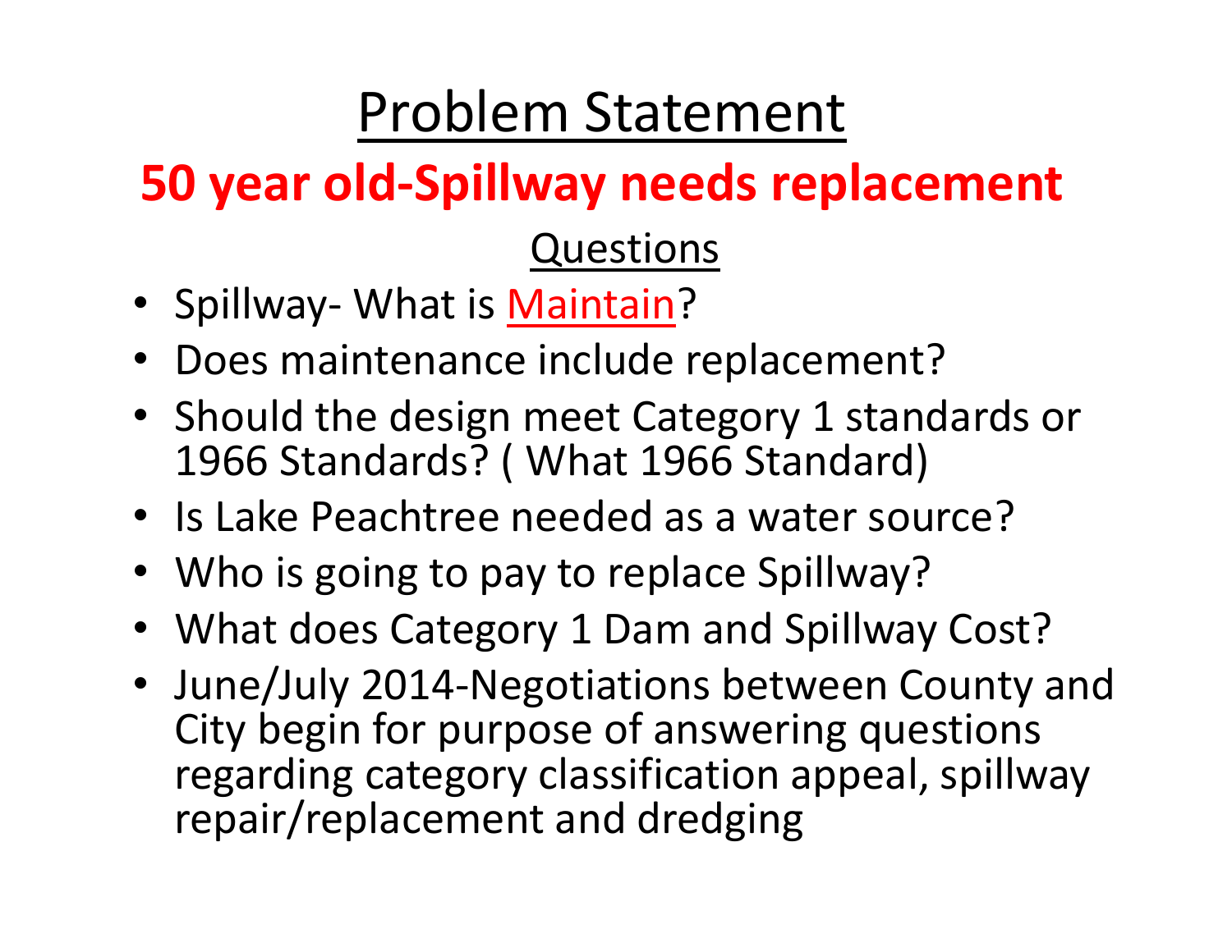# Problem Statement

## **50 year old-Spillway needs replacement**

### Questions

- Spillway- What is Maintain?
- Does maintenance include replacement?
- Should the design meet Category 1 standards or 1966 Standards? ( What 1966 Standard)
- Is Lake Peachtree needed as a water source?
- Who is going to pay to replace Spillway?
- What does Category 1 Dam and Spillway Cost?
- June/July 2014-Negotiations between County and City begin for purpose of answering questions regarding category classification appeal, spillway repair/replacement and dredging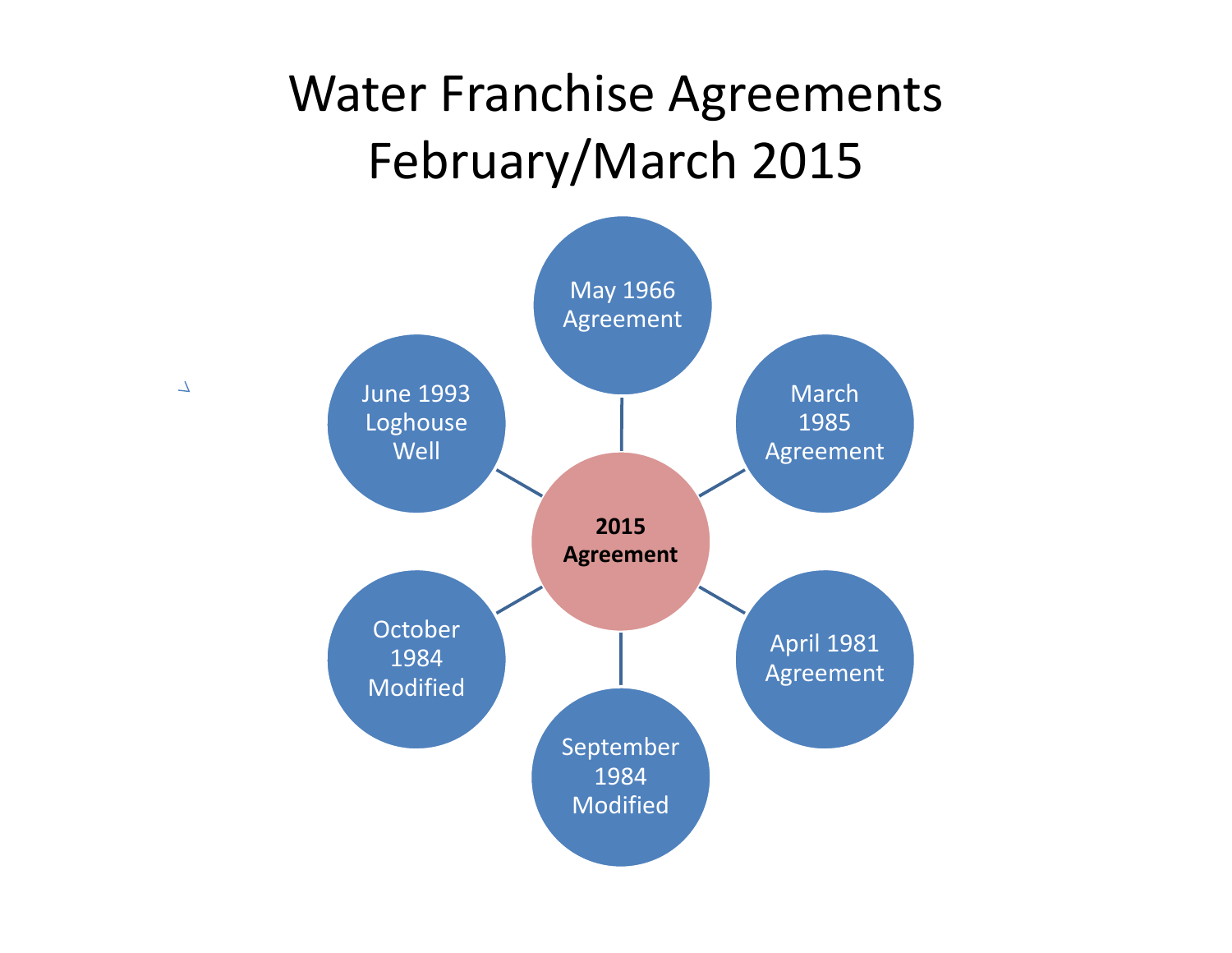# Water Franchise Agreements February/March 2015

**2015 Agreement**

- May 1966 Agreement
- March 1985 Agreement
- April 1981 Agreement
- September 1984 Modified
- October 1984 Modified
- June 1993 Loghouse Well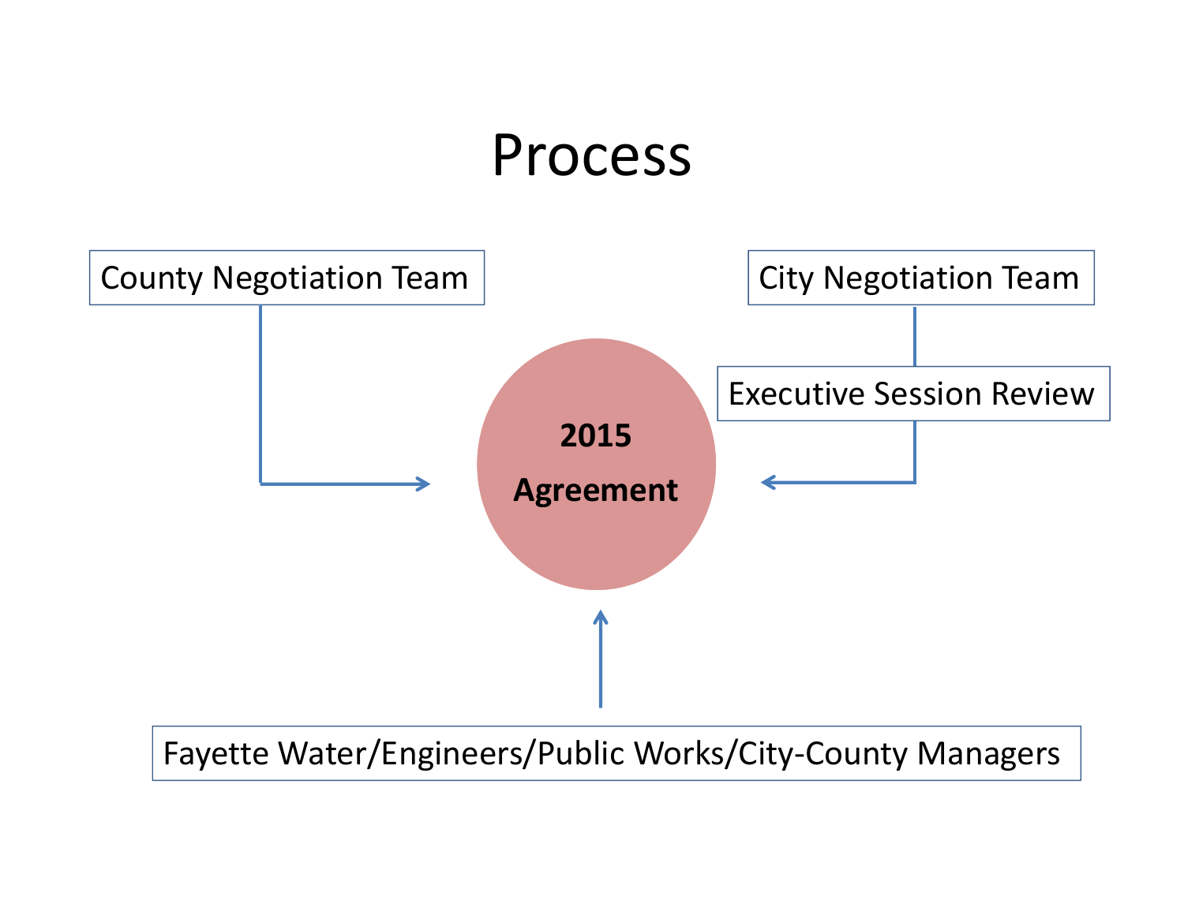# Process

County Negotiation Team

City Negotiation Team

Executive Session Review

**2015 Agreement**

Fayette Water/Engineers/Public Works/City-County Managers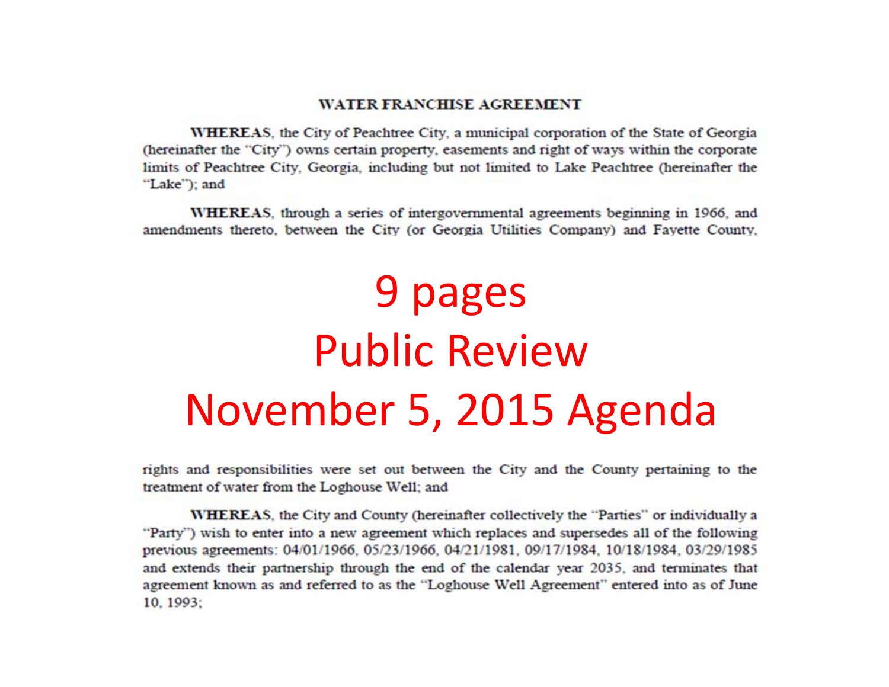**WATER FRANCHISE AGREEMENT**

**WHEREAS**, the City of Peachtree City, a municipal corporation of the State of Georgia (hereinafter the "City") owns certain property, easements and right of ways within the corporate limits of Peachtree City, Georgia, including but not limited to Lake Peachtree (hereinafter the "Lake"); and

**WHEREAS**, through a series of intergovernmental agreements beginning in 1966, and amendments thereto, between the City (or Georgia Utilities Company) and Fayette County,

# 9 pages
# Public Review
# November 5, 2015 Agenda

rights and responsibilities were set out between the City and the County pertaining to the treatment of water from the Loghouse Well; and

**WHEREAS**, the City and County (hereinafter collectively the "Parties" or individually a "Party") wish to enter into a new agreement which replaces and supersedes all of the following previous agreements: 04/01/1966, 05/23/1966, 04/21/1981, 09/17/1984, 10/18/1984, 03/29/1985 and extends their partnership through the end of the calendar year 2035, and terminates that agreement known as and referred to as the "Loghouse Well Agreement" entered into as of June 10, 1993;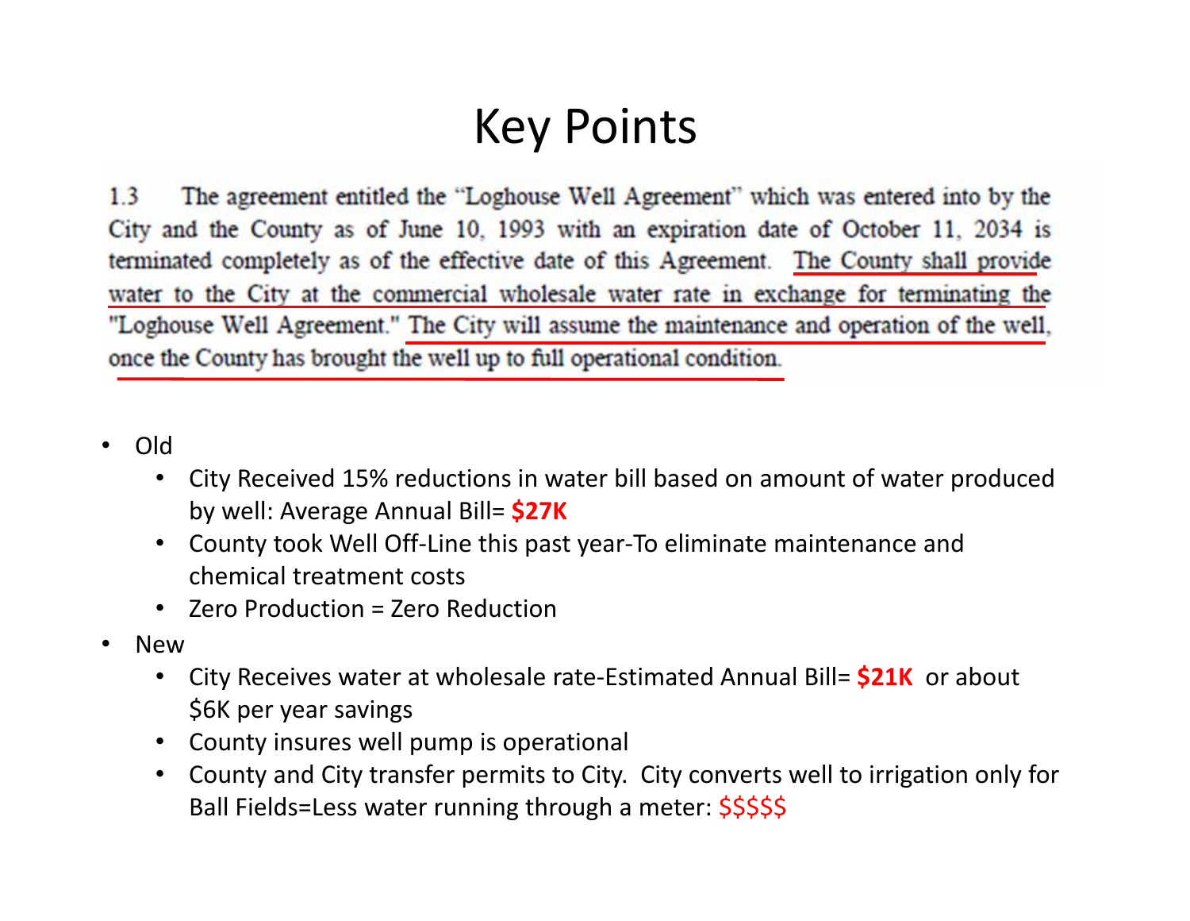# Key Points

1.3 The agreement entitled the "Loghouse Well Agreement" which was entered into by the City and the County as of June 10, 1993 with an expiration date of October 11, 2034 is terminated completely as of the effective date of this Agreement. The County shall provide water to the City at the commercial wholesale water rate in exchange for terminating the "Loghouse Well Agreement." The City will assume the maintenance and operation of the well, once the County has brought the well up to full operational condition.

- Old
  - City Received 15% reductions in water bill based on amount of water produced by well: Average Annual Bill= **$27K**
  - County took Well Off-Line this past year-To eliminate maintenance and chemical treatment costs
  - Zero Production = Zero Reduction
- New
  - City Receives water at wholesale rate-Estimated Annual Bill= **$21K** or about $6K per year savings
  - County insures well pump is operational
  - County and City transfer permits to City. City converts well to irrigation only for Ball Fields=Less water running through a meter: $$$$$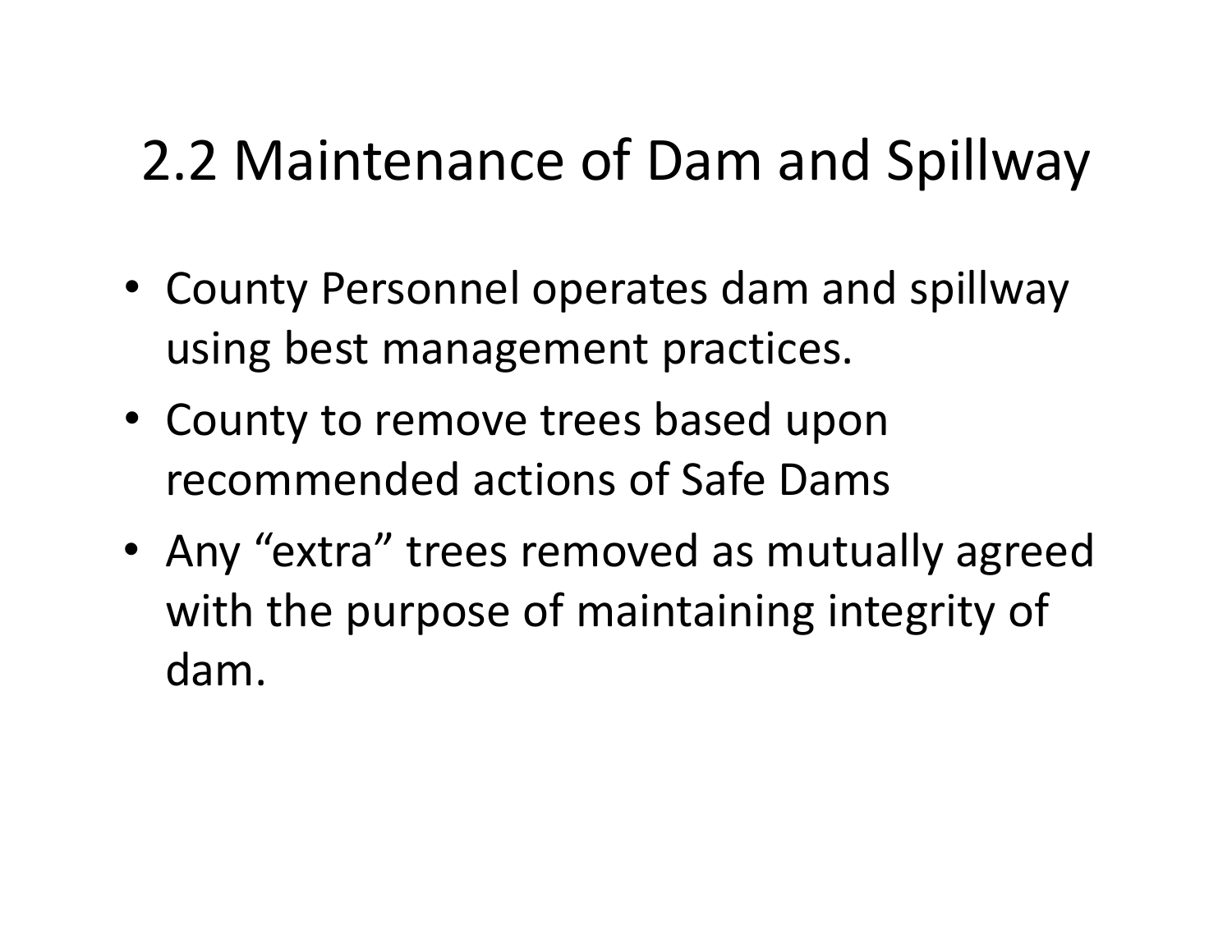# 2.2 Maintenance of Dam and Spillway

- County Personnel operates dam and spillway using best management practices.
- County to remove trees based upon recommended actions of Safe Dams
- Any “extra” trees removed as mutually agreed with the purpose of maintaining integrity of dam.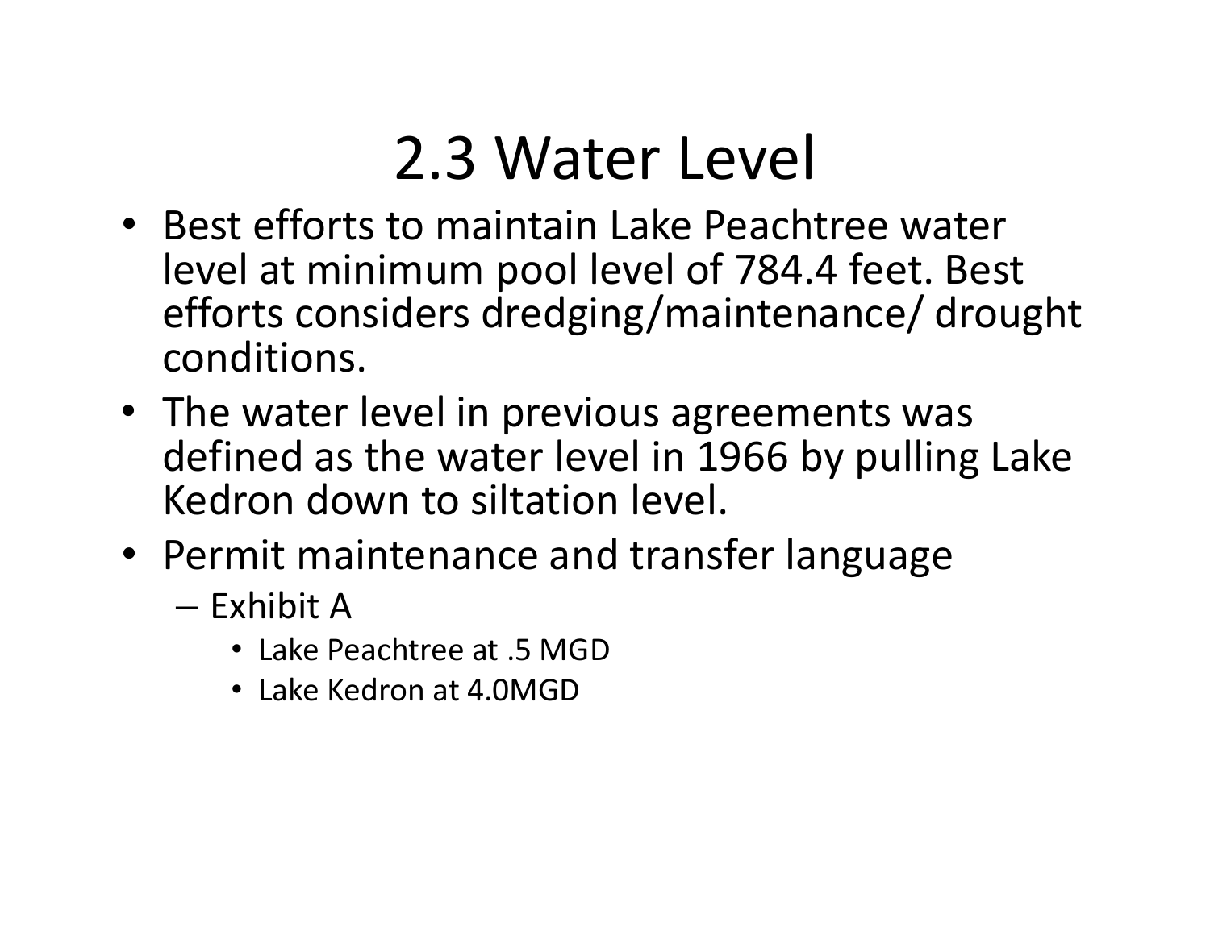# 2.3 Water Level

- Best efforts to maintain Lake Peachtree water level at minimum pool level of 784.4 feet. Best efforts considers dredging/maintenance/ drought conditions.
- The water level in previous agreements was defined as the water level in 1966 by pulling Lake Kedron down to siltation level.
- Permit maintenance and transfer language
  - Exhibit A
    - Lake Peachtree at .5 MGD
    - Lake Kedron at 4.0MGD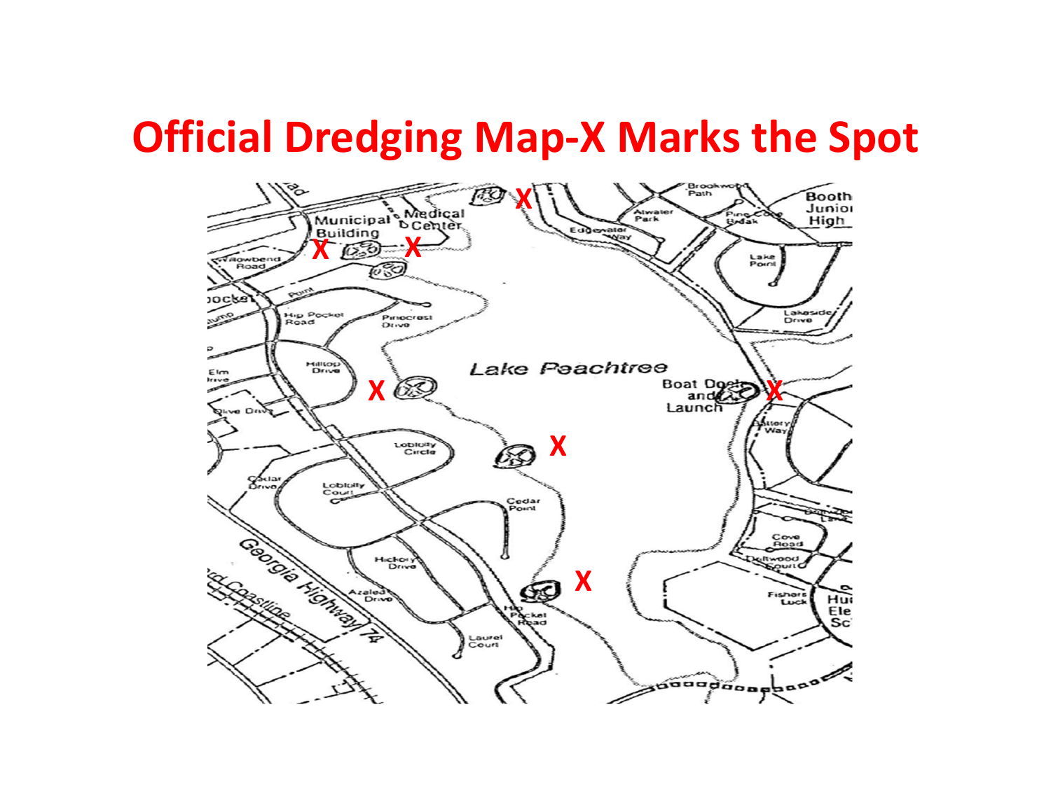# Official Dredging Map-X Marks the Spot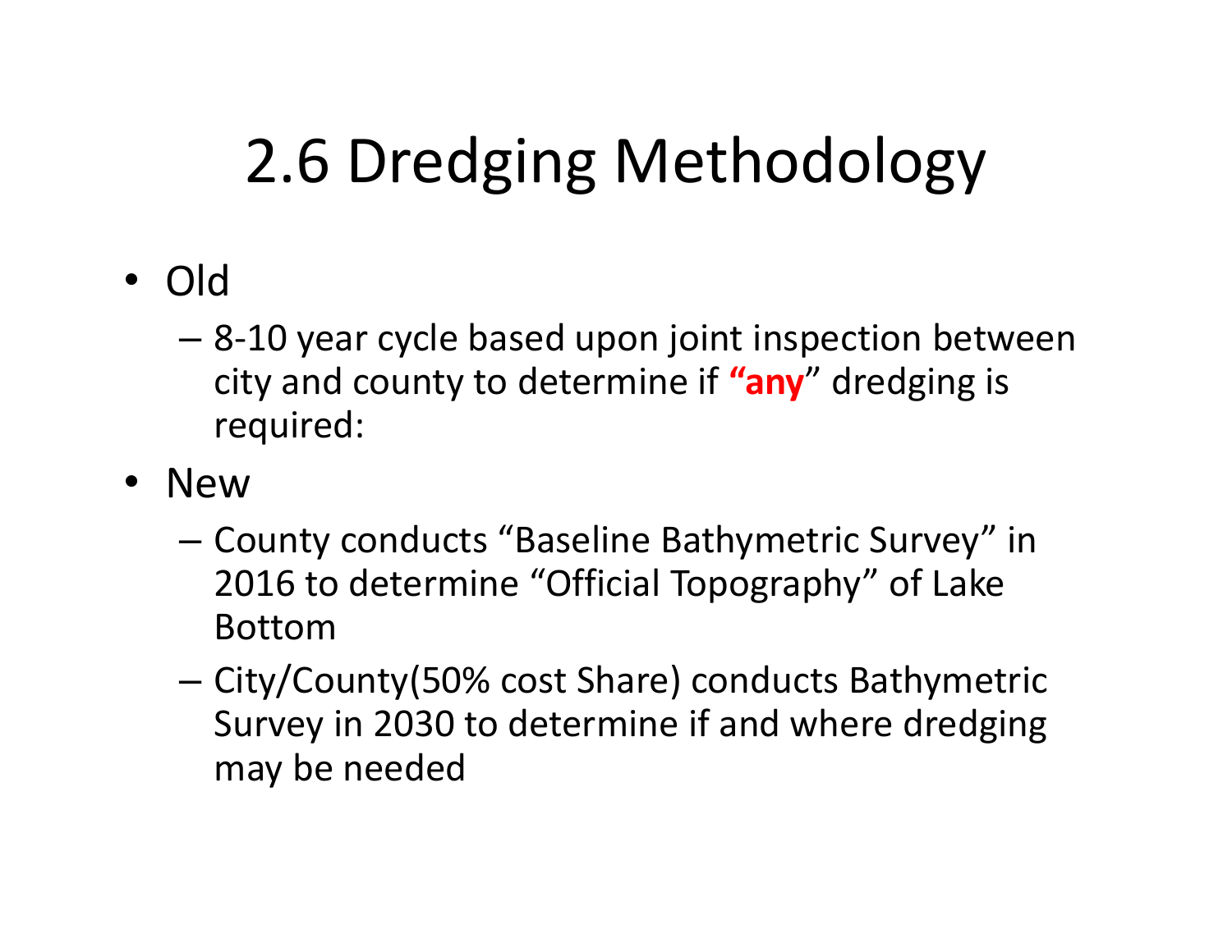# 2.6 Dredging Methodology

- Old
  - 8-10 year cycle based upon joint inspection between city and county to determine if **"any"** dredging is required:
- New
  - County conducts "Baseline Bathymetric Survey" in 2016 to determine "Official Topography" of Lake Bottom
  - City/County(50% cost Share) conducts Bathymetric Survey in 2030 to determine if and where dredging may be needed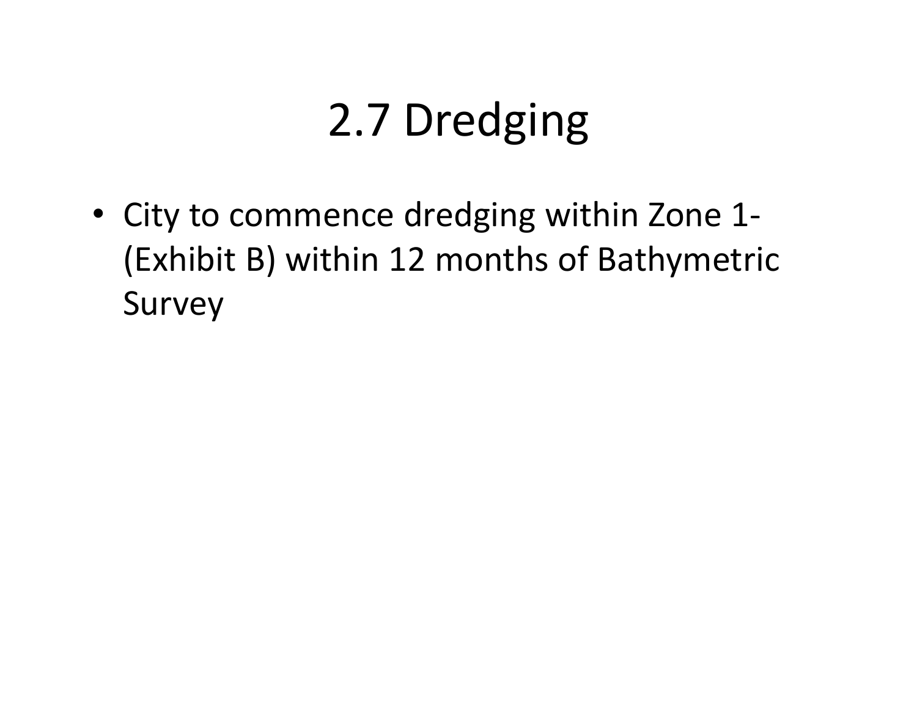# 2.7 Dredging

- City to commence dredging within Zone 1- (Exhibit B) within 12 months of Bathymetric Survey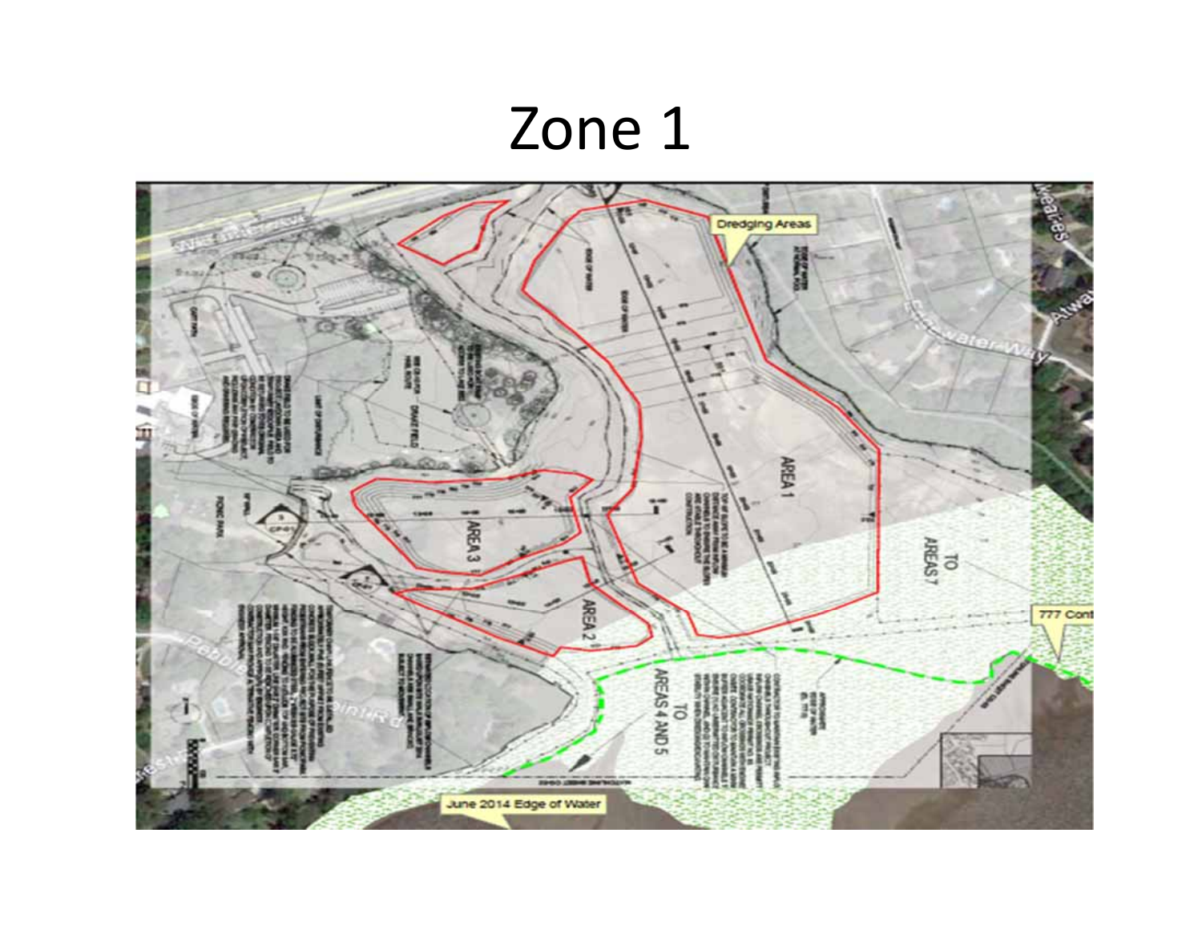# Zone 1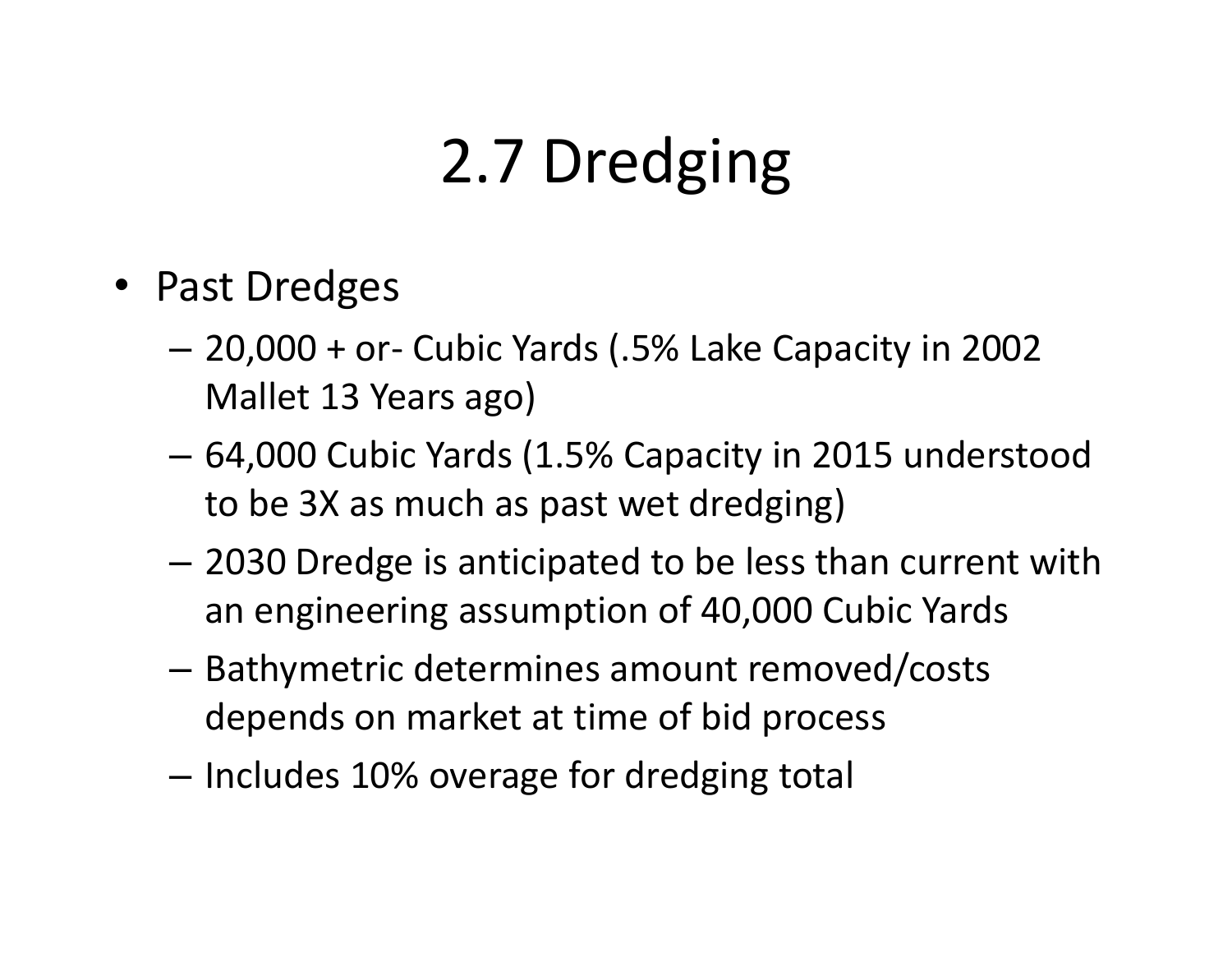# 2.7 Dredging

- Past Dredges
  - 20,000 + or- Cubic Yards (.5% Lake Capacity in 2002 Mallet 13 Years ago)
  - 64,000 Cubic Yards (1.5% Capacity in 2015 understood to be 3X as much as past wet dredging)
  - 2030 Dredge is anticipated to be less than current with an engineering assumption of 40,000 Cubic Yards
  - Bathymetric determines amount removed/costs depends on market at time of bid process
  - Includes 10% overage for dredging total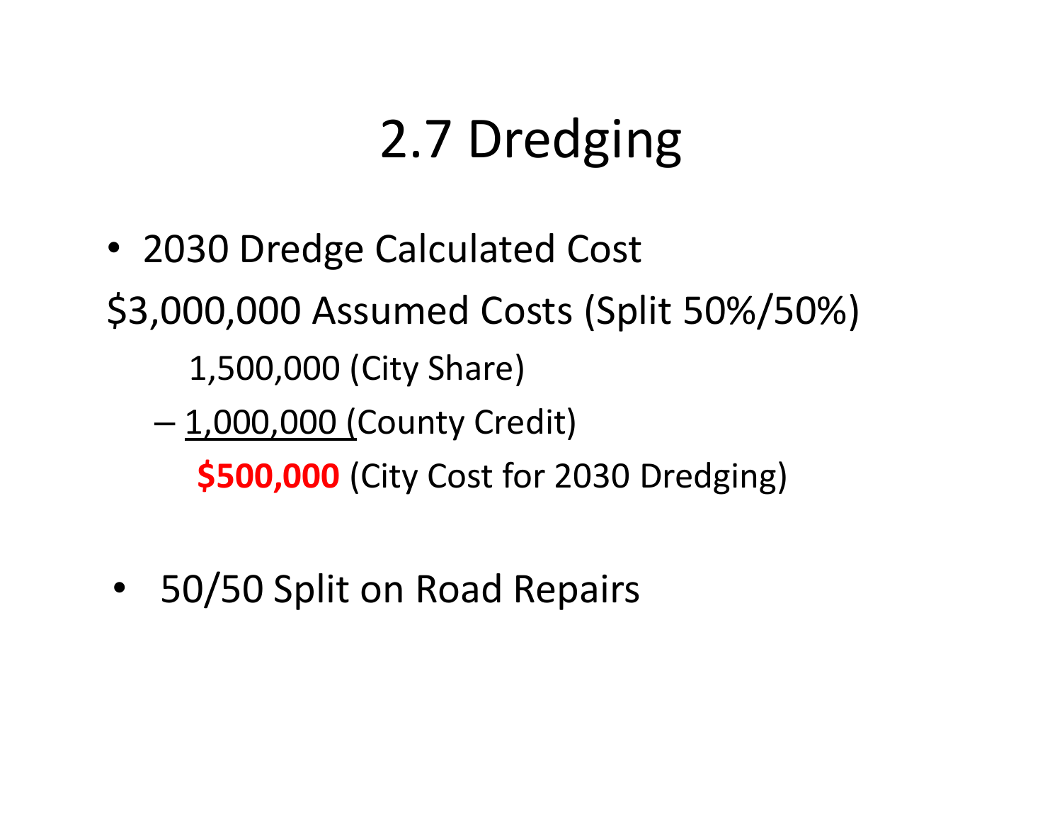# 2.7 Dredging

- 2030 Dredge Calculated Cost

$3,000,000 Assumed Costs (Split 50%/50%)

1,500,000 (City Share)

– 1,000,000 (County Credit)

**$500,000** (City Cost for 2030 Dredging)

- 50/50 Split on Road Repairs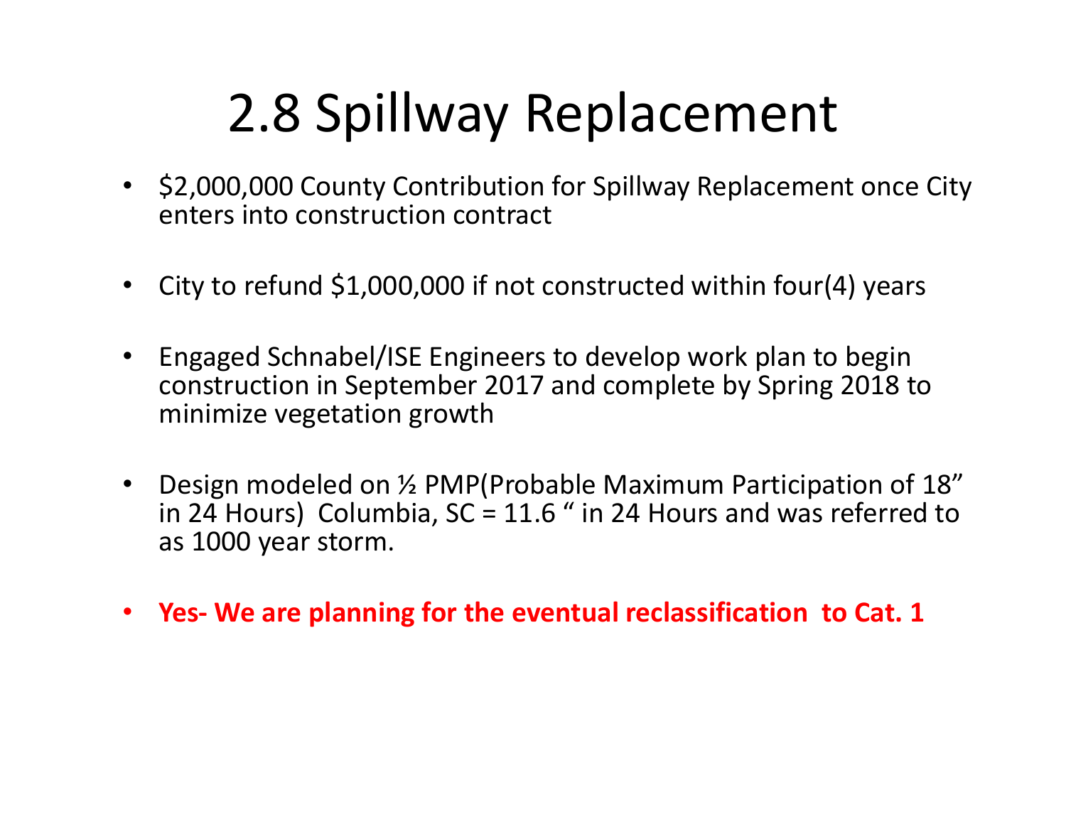# 2.8 Spillway Replacement

- $2,000,000 County Contribution for Spillway Replacement once City enters into construction contract
- City to refund $1,000,000 if not constructed within four(4) years
- Engaged Schnabel/ISE Engineers to develop work plan to begin construction in September 2017 and complete by Spring 2018 to minimize vegetation growth
- Design modeled on ½ PMP(Probable Maximum Participation of 18" in 24 Hours) Columbia, SC = 11.6 " in 24 Hours and was referred to as 1000 year storm.
- **Yes- We are planning for the eventual reclassification to Cat. 1**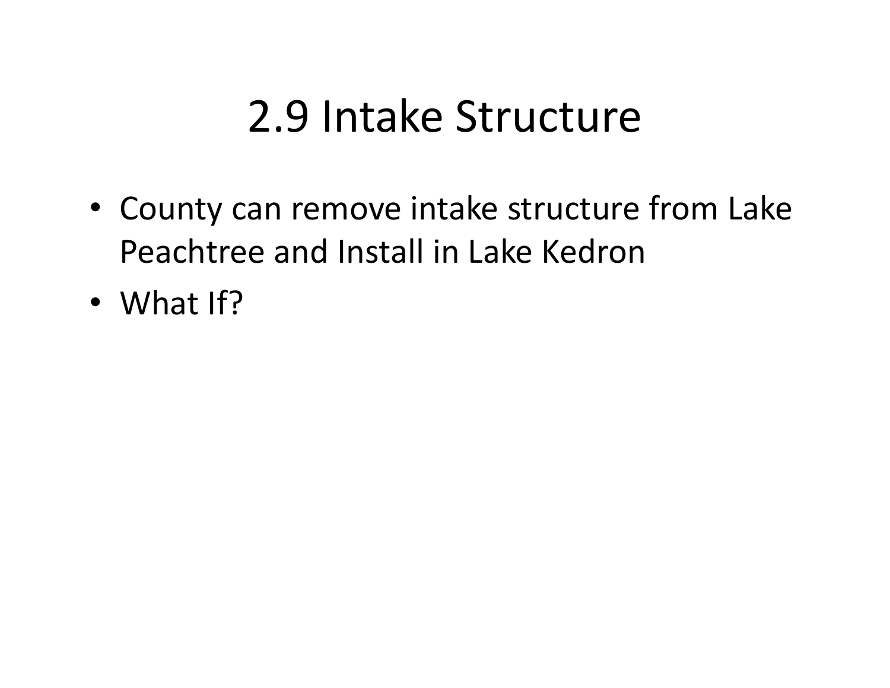# 2.9 Intake Structure

- County can remove intake structure from Lake Peachtree and Install in Lake Kedron
- What If?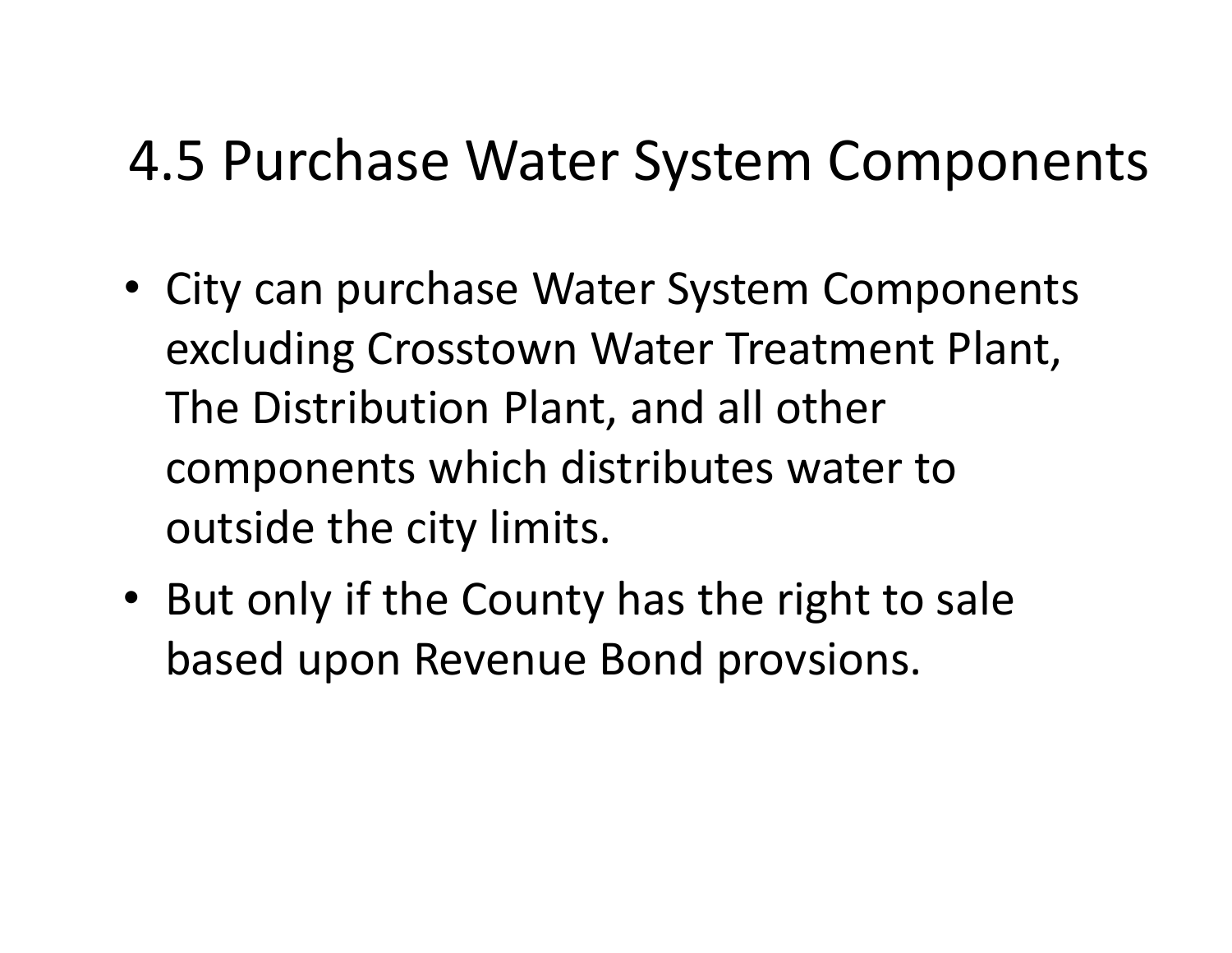# 4.5 Purchase Water System Components

- City can purchase Water System Components excluding Crosstown Water Treatment Plant, The Distribution Plant, and all other components which distributes water to outside the city limits.
- But only if the County has the right to sale based upon Revenue Bond provsions.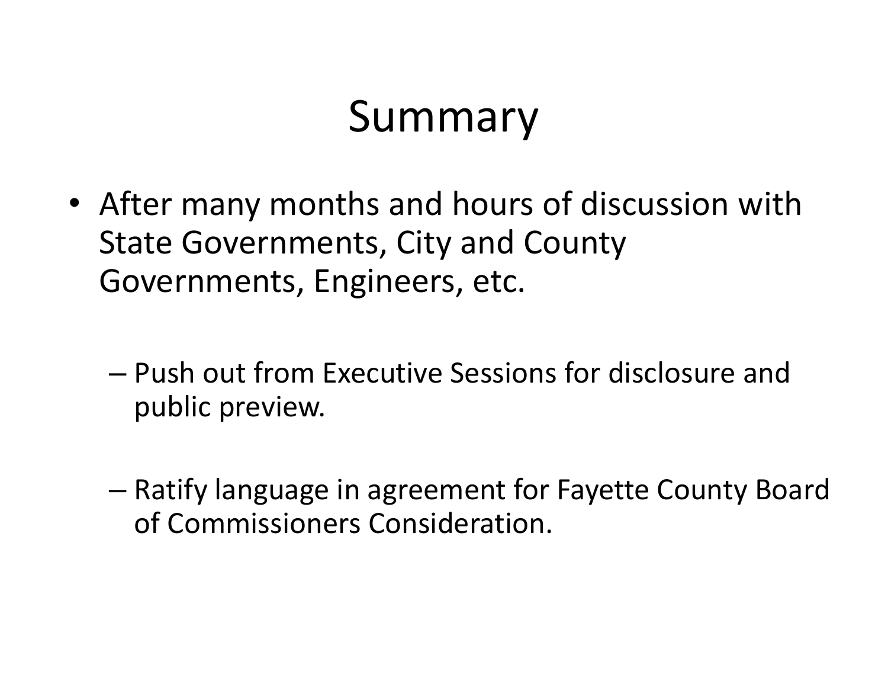# Summary

- After many months and hours of discussion with State Governments, City and County Governments, Engineers, etc.
  - Push out from Executive Sessions for disclosure and public preview.
  - Ratify language in agreement for Fayette County Board of Commissioners Consideration.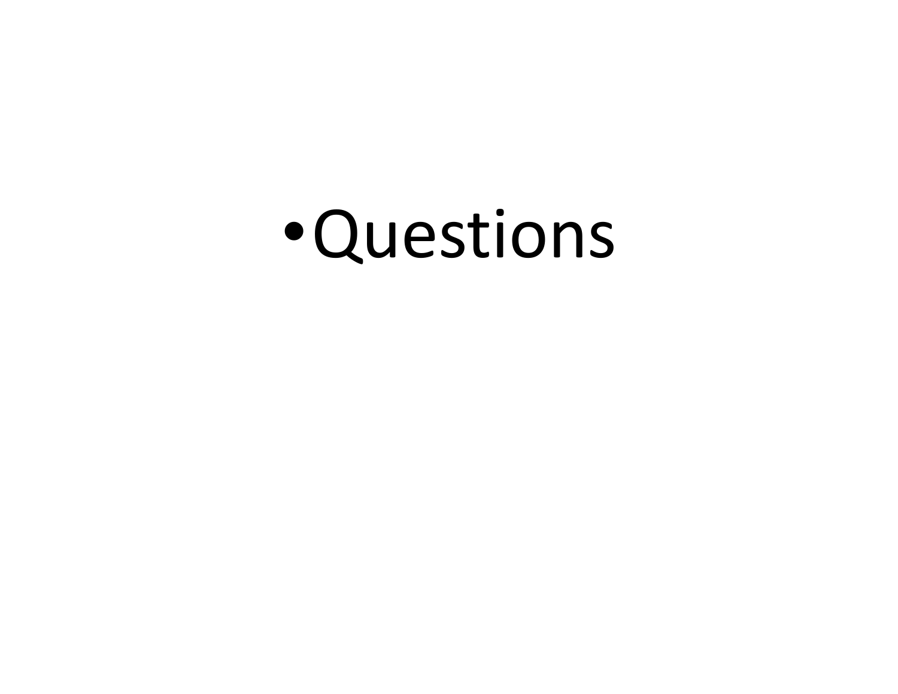- Questions